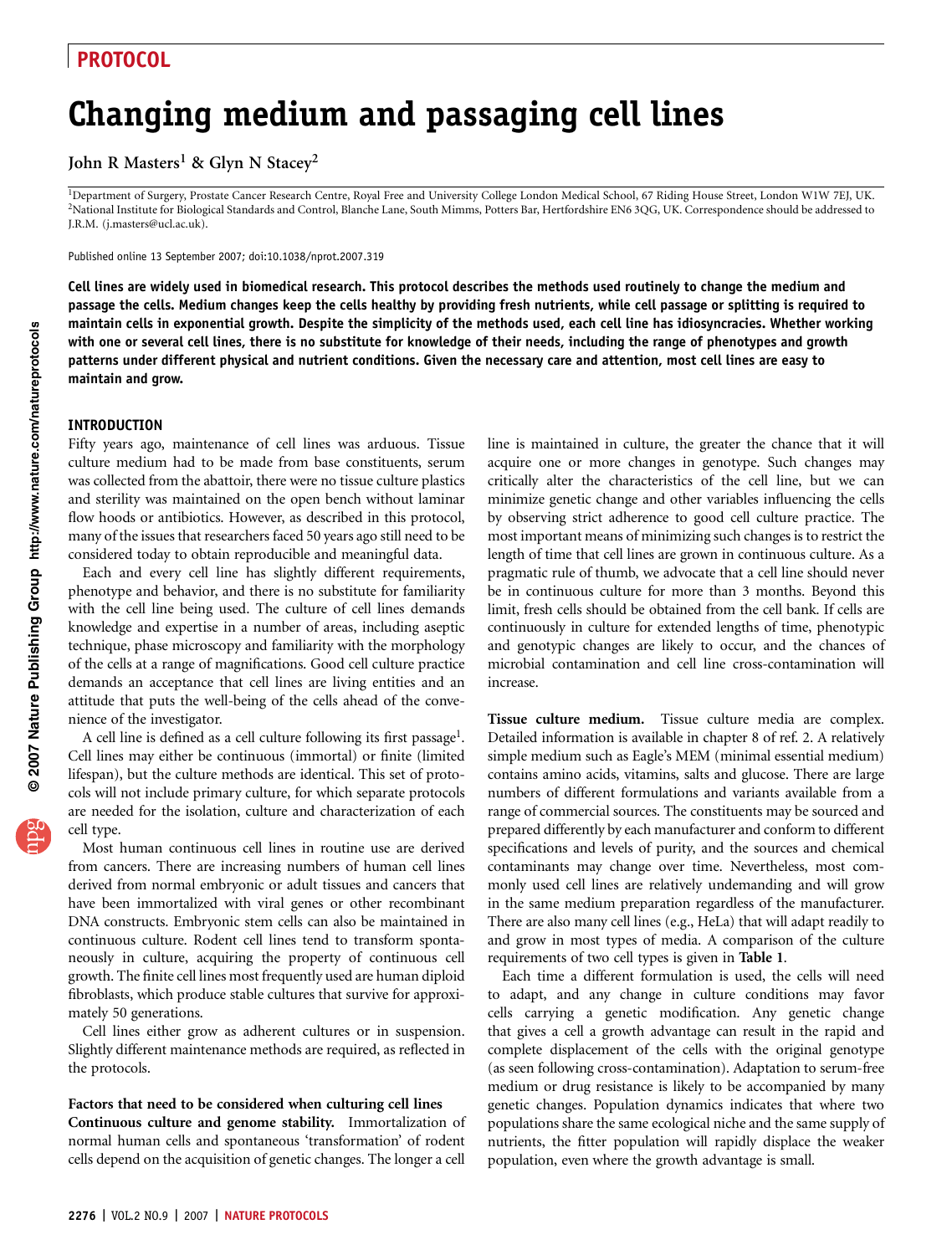# Changing medium and passaging cell lines

John R Masters[1] & Glyn N Stacey[2]

[1]Department of Surgery, Prostate Cancer Research Centre, Royal Free and University College London Medical School, 67 Riding House Street, London W1W 7EJ, UK. [2]National Institute for Biological Standards and Control, Blanche Lane, South Mimms, Potters Bar, Hertfordshire EN6 3QG, UK. Correspondence should be addressed to J.R.M. (j.masters@ucl.ac.uk).

Published online 13 September 2007; doi:10.1038/nprot.2007.319

**Cell lines are widely used in biomedical research. This protocol describes the methods used routinely to change the medium and passage the cells. Medium changes keep the cells healthy by providing fresh nutrients, while cell passage or splitting is required to maintain cells in exponential growth. Despite the simplicity of the methods used, each cell line has idiosyncracies. Whether working with one or several cell lines, there is no substitute for knowledge of their needs, including the range of phenotypes and growth patterns under different physical and nutrient conditions. Given the necessary care and attention, most cell lines are easy to maintain and grow.**

## INTRODUCTION

Fifty years ago, maintenance of cell lines was arduous. Tissue culture medium had to be made from base constituents, serum was collected from the abattoir, there were no tissue culture plastics and sterility was maintained on the open bench without laminar flow hoods or antibiotics. However, as described in this protocol, many of the issues that researchers faced 50 years ago still need to be considered today to obtain reproducible and meaningful data.

Each and every cell line has slightly different requirements, phenotype and behavior, and there is no substitute for familiarity with the cell line being used. The culture of cell lines demands knowledge and expertise in a number of areas, including aseptic technique, phase microscopy and familiarity with the morphology of the cells at a range of magnifications. Good cell culture practice demands an acceptance that cell lines are living entities and an attitude that puts the well-being of the cells ahead of the convenience of the investigator.

A cell line is defined as a cell culture following its first passage[1]. Cell lines may either be continuous (immortal) or finite (limited lifespan), but the culture methods are identical. This set of protocols will not include primary culture, for which separate protocols are needed for the isolation, culture and characterization of each cell type.

Most human continuous cell lines in routine use are derived from cancers. There are increasing numbers of human cell lines derived from normal embryonic or adult tissues and cancers that have been immortalized with viral genes or other recombinant DNA constructs. Embryonic stem cells can also be maintained in continuous culture. Rodent cell lines tend to transform spontaneously in culture, acquiring the property of continuous cell growth. The finite cell lines most frequently used are human diploid fibroblasts, which produce stable cultures that survive for approximately 50 generations.

Cell lines either grow as adherent cultures or in suspension. Slightly different maintenance methods are required, as reflected in the protocols.

### Factors that need to be considered when culturing cell lines

**Continuous culture and genome stability.** Immortalization of normal human cells and spontaneous 'transformation' of rodent cells depend on the acquisition of genetic changes. The longer a cell line is maintained in culture, the greater the chance that it will acquire one or more changes in genotype. Such changes may critically alter the characteristics of the cell line, but we can minimize genetic change and other variables influencing the cells by observing strict adherence to good cell culture practice. The most important means of minimizing such changes is to restrict the length of time that cell lines are grown in continuous culture. As a pragmatic rule of thumb, we advocate that a cell line should never be in continuous culture for more than 3 months. Beyond this limit, fresh cells should be obtained from the cell bank. If cells are continuously in culture for extended lengths of time, phenotypic and genotypic changes are likely to occur, and the chances of microbial contamination and cell line cross-contamination will increase.

**Tissue culture medium.** Tissue culture media are complex. Detailed information is available in chapter 8 of ref. 2. A relatively simple medium such as Eagle's MEM (minimal essential medium) contains amino acids, vitamins, salts and glucose. There are large numbers of different formulations and variants available from a range of commercial sources. The constituents may be sourced and prepared differently by each manufacturer and conform to different specifications and levels of purity, and the sources and chemical contaminants may change over time. Nevertheless, most commonly used cell lines are relatively undemanding and will grow in the same medium preparation regardless of the manufacturer. There are also many cell lines (e.g., HeLa) that will adapt readily to and grow in most types of media. A comparison of the culture requirements of two cell types is given in **Table 1**.

Each time a different formulation is used, the cells will need to adapt, and any change in culture conditions may favor cells carrying a genetic modification. Any genetic change that gives a cell a growth advantage can result in the rapid and complete displacement of the cells with the original genotype (as seen following cross-contamination). Adaptation to serum-free medium or drug resistance is likely to be accompanied by many genetic changes. Population dynamics indicates that where two populations share the same ecological niche and the same supply of nutrients, the fitter population will rapidly displace the weaker population, even where the growth advantage is small.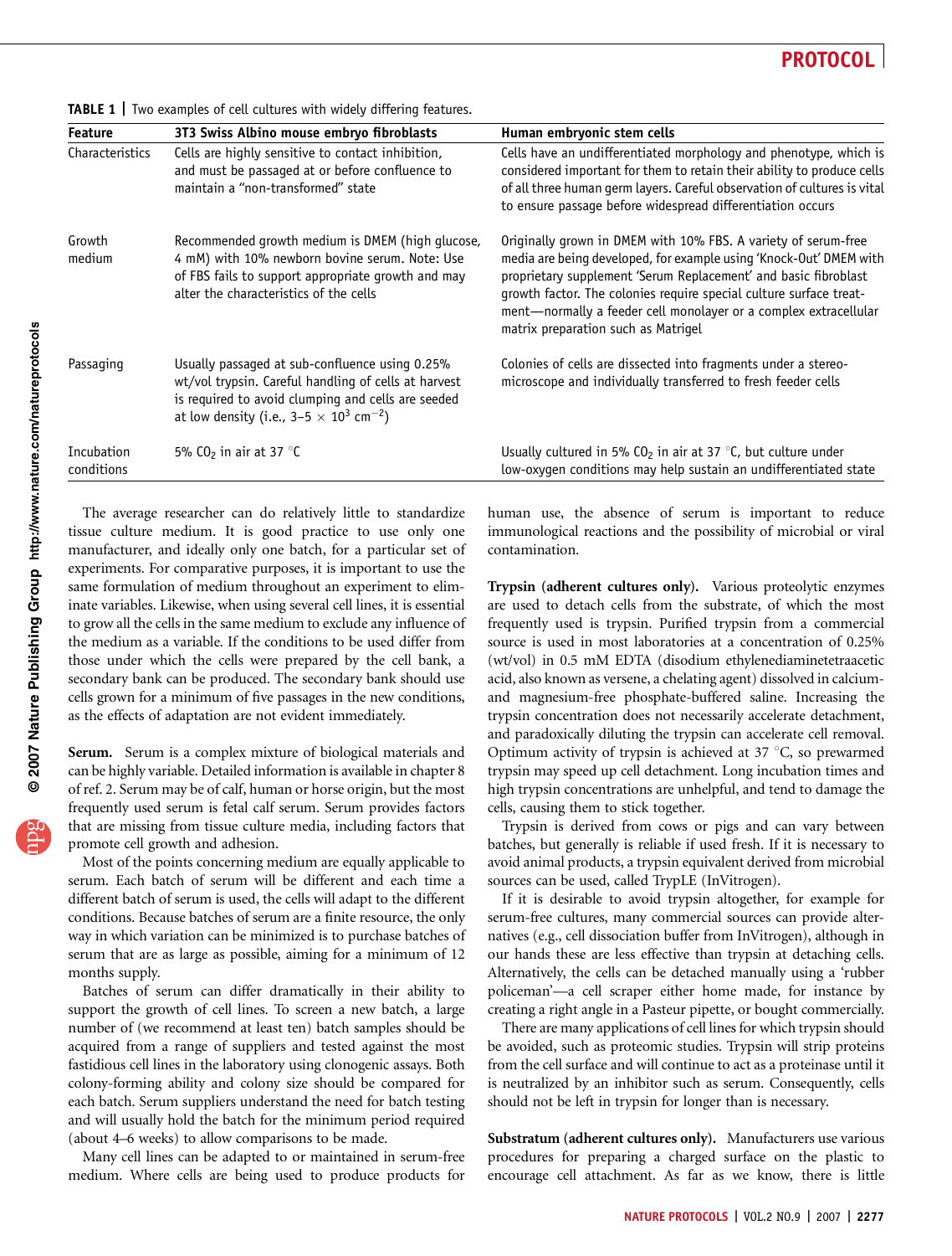**TABLE 1 |** Two examples of cell cultures with widely differing features.

| Feature | 3T3 Swiss Albino mouse embryo fibroblasts | Human embryonic stem cells |
|---|---|---|
| Characteristics | Cells are highly sensitive to contact inhibition, and must be passaged at or before confluence to maintain a "non-transformed" state | Cells have an undifferentiated morphology and phenotype, which is considered important for them to retain their ability to produce cells of all three human germ layers. Careful observation of cultures is vital to ensure passage before widespread differentiation occurs |
| Growth medium | Recommended growth medium is DMEM (high glucose, 4 mM) with 10% newborn bovine serum. Note: Use of FBS fails to support appropriate growth and may alter the characteristics of the cells | Originally grown in DMEM with 10% FBS. A variety of serum-free media are being developed, for example using 'Knock-Out' DMEM with proprietary supplement 'Serum Replacement' and basic fibroblast growth factor. The colonies require special culture surface treatment—normally a feeder cell monolayer or a complex extracellular matrix preparation such as Matrigel |
| Passaging | Usually passaged at sub-confluence using 0.25% wt/vol trypsin. Careful handling of cells at harvest is required to avoid clumping and cells are seeded at low density (i.e., 3–5 $\times$ $10^3$ $cm^{-2}$) | Colonies of cells are dissected into fragments under a stereo-microscope and individually transferred to fresh feeder cells |
| Incubation conditions | 5% $CO_2$ in air at 37 °C | Usually cultured in 5% $CO_2$ in air at 37 °C, but culture under low-oxygen conditions may help sustain an undifferentiated state |

The average researcher can do relatively little to standardize tissue culture medium. It is good practice to use only one manufacturer, and ideally only one batch, for a particular set of experiments. For comparative purposes, it is important to use the same formulation of medium throughout an experiment to eliminate variables. Likewise, when using several cell lines, it is essential to grow all the cells in the same medium to exclude any influence of the medium as a variable. If the conditions to be used differ from those under which the cells were prepared by the cell bank, a secondary bank can be produced. The secondary bank should use cells grown for a minimum of five passages in the new conditions, as the effects of adaptation are not evident immediately.

**Serum.** Serum is a complex mixture of biological materials and can be highly variable. Detailed information is available in chapter 8 of ref. 2. Serum may be of calf, human or horse origin, but the most frequently used serum is fetal calf serum. Serum provides factors that are missing from tissue culture media, including factors that promote cell growth and adhesion.

Most of the points concerning medium are equally applicable to serum. Each batch of serum will be different and each time a different batch of serum is used, the cells will adapt to the different conditions. Because batches of serum are a finite resource, the only way in which variation can be minimized is to purchase batches of serum that are as large as possible, aiming for a minimum of 12 months supply.

Batches of serum can differ dramatically in their ability to support the growth of cell lines. To screen a new batch, a large number of (we recommend at least ten) batch samples should be acquired from a range of suppliers and tested against the most fastidious cell lines in the laboratory using clonogenic assays. Both colony-forming ability and colony size should be compared for each batch. Serum suppliers understand the need for batch testing and will usually hold the batch for the minimum period required (about 4–6 weeks) to allow comparisons to be made.

Many cell lines can be adapted to or maintained in serum-free medium. Where cells are being used to produce products for human use, the absence of serum is important to reduce immunological reactions and the possibility of microbial or viral contamination.

**Trypsin (adherent cultures only).** Various proteolytic enzymes are used to detach cells from the substrate, of which the most frequently used is trypsin. Purified trypsin from a commercial source is used in most laboratories at a concentration of 0.25% (wt/vol) in 0.5 mM EDTA (disodium ethylenediaminetetraacetic acid, also known as versene, a chelating agent) dissolved in calcium- and magnesium-free phosphate-buffered saline. Increasing the trypsin concentration does not necessarily accelerate detachment, and paradoxically diluting the trypsin can accelerate cell removal. Optimum activity of trypsin is achieved at 37 °C, so prewarmed trypsin may speed up cell detachment. Long incubation times and high trypsin concentrations are unhelpful, and tend to damage the cells, causing them to stick together.

Trypsin is derived from cows or pigs and can vary between batches, but generally is reliable if used fresh. If it is necessary to avoid animal products, a trypsin equivalent derived from microbial sources can be used, called TrypLE (InVitrogen).

If it is desirable to avoid trypsin altogether, for example for serum-free cultures, many commercial sources can provide alternatives (e.g., cell dissociation buffer from InVitrogen), although in our hands these are less effective than trypsin at detaching cells. Alternatively, the cells can be detached manually using a 'rubber policeman'—a cell scraper either home made, for instance by creating a right angle in a Pasteur pipette, or bought commercially.

There are many applications of cell lines for which trypsin should be avoided, such as proteomic studies. Trypsin will strip proteins from the cell surface and will continue to act as a proteinase until it is neutralized by an inhibitor such as serum. Consequently, cells should not be left in trypsin for longer than is necessary.

**Substratum (adherent cultures only).** Manufacturers use various procedures for preparing a charged surface on the plastic to encourage cell attachment. As far as we know, there is little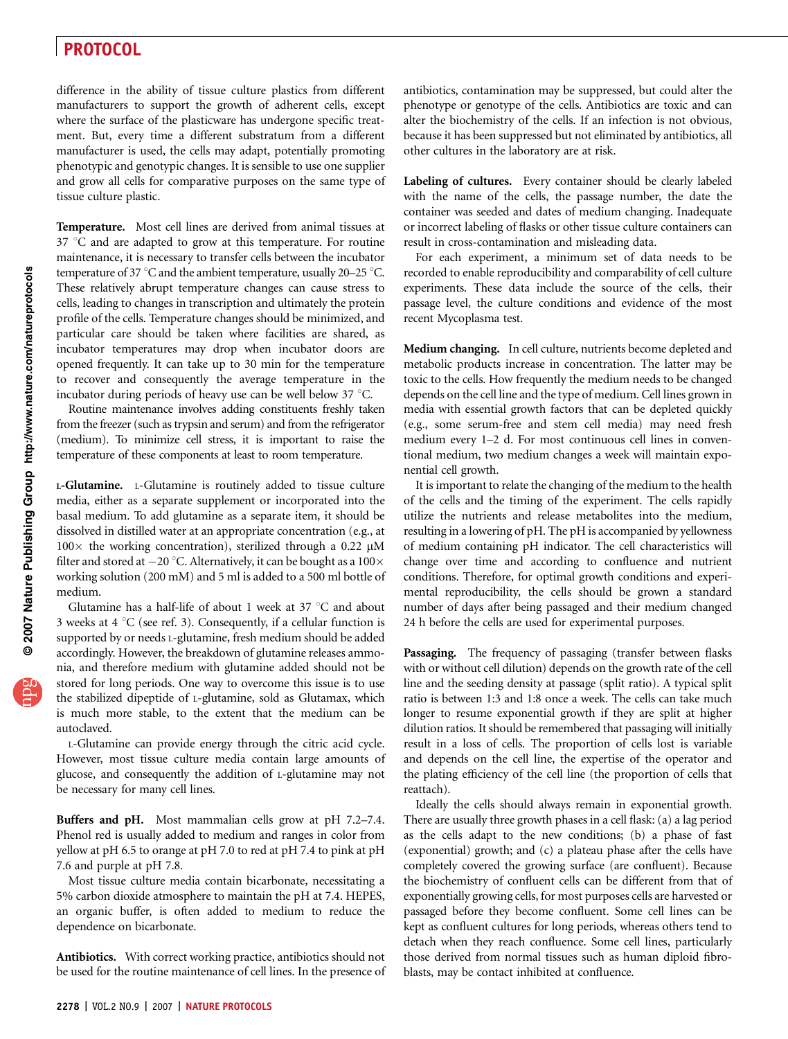difference in the ability of tissue culture plastics from different manufacturers to support the growth of adherent cells, except where the surface of the plasticware has undergone specific treatment. But, every time a different substratum from a different manufacturer is used, the cells may adapt, potentially promoting phenotypic and genotypic changes. It is sensible to use one supplier and grow all cells for comparative purposes on the same type of tissue culture plastic.

**Temperature.** Most cell lines are derived from animal tissues at 37 °C and are adapted to grow at this temperature. For routine maintenance, it is necessary to transfer cells between the incubator temperature of 37 °C and the ambient temperature, usually 20–25 °C. These relatively abrupt temperature changes can cause stress to cells, leading to changes in transcription and ultimately the protein profile of the cells. Temperature changes should be minimized, and particular care should be taken where facilities are shared, as incubator temperatures may drop when incubator doors are opened frequently. It can take up to 30 min for the temperature to recover and consequently the average temperature in the incubator during periods of heavy use can be well below 37 °C.

Routine maintenance involves adding constituents freshly taken from the freezer (such as trypsin and serum) and from the refrigerator (medium). To minimize cell stress, it is important to raise the temperature of these components at least to room temperature.

**L-Glutamine.** L-Glutamine is routinely added to tissue culture media, either as a separate supplement or incorporated into the basal medium. To add glutamine as a separate item, it should be dissolved in distilled water at an appropriate concentration (e.g., at 100× the working concentration), sterilized through a 0.22 μM filter and stored at −20 °C. Alternatively, it can be bought as a 100× working solution (200 mM) and 5 ml is added to a 500 ml bottle of medium.

Glutamine has a half-life of about 1 week at 37 °C and about 3 weeks at 4 °C (see ref. 3). Consequently, if a cellular function is supported by or needs L-glutamine, fresh medium should be added accordingly. However, the breakdown of glutamine releases ammonia, and therefore medium with glutamine added should not be stored for long periods. One way to overcome this issue is to use the stabilized dipeptide of L-glutamine, sold as Glutamax, which is much more stable, to the extent that the medium can be autoclaved.

L-Glutamine can provide energy through the citric acid cycle. However, most tissue culture media contain large amounts of glucose, and consequently the addition of L-glutamine may not be necessary for many cell lines.

**Buffers and pH.** Most mammalian cells grow at pH 7.2–7.4. Phenol red is usually added to medium and ranges in color from yellow at pH 6.5 to orange at pH 7.0 to red at pH 7.4 to pink at pH 7.6 and purple at pH 7.8.

Most tissue culture media contain bicarbonate, necessitating a 5% carbon dioxide atmosphere to maintain the pH at 7.4. HEPES, an organic buffer, is often added to medium to reduce the dependence on bicarbonate.

**Antibiotics.** With correct working practice, antibiotics should not be used for the routine maintenance of cell lines. In the presence of antibiotics, contamination may be suppressed, but could alter the phenotype or genotype of the cells. Antibiotics are toxic and can alter the biochemistry of the cells. If an infection is not obvious, because it has been suppressed but not eliminated by antibiotics, all other cultures in the laboratory are at risk.

**Labeling of cultures.** Every container should be clearly labeled with the name of the cells, the passage number, the date the container was seeded and dates of medium changing. Inadequate or incorrect labeling of flasks or other tissue culture containers can result in cross-contamination and misleading data.

For each experiment, a minimum set of data needs to be recorded to enable reproducibility and comparability of cell culture experiments. These data include the source of the cells, their passage level, the culture conditions and evidence of the most recent Mycoplasma test.

**Medium changing.** In cell culture, nutrients become depleted and metabolic products increase in concentration. The latter may be toxic to the cells. How frequently the medium needs to be changed depends on the cell line and the type of medium. Cell lines grown in media with essential growth factors that can be depleted quickly (e.g., some serum-free and stem cell media) may need fresh medium every 1–2 d. For most continuous cell lines in conventional medium, two medium changes a week will maintain exponential cell growth.

It is important to relate the changing of the medium to the health of the cells and the timing of the experiment. The cells rapidly utilize the nutrients and release metabolites into the medium, resulting in a lowering of pH. The pH is accompanied by yellowness of medium containing pH indicator. The cell characteristics will change over time and according to confluence and nutrient conditions. Therefore, for optimal growth conditions and experimental reproducibility, the cells should be grown a standard number of days after being passaged and their medium changed 24 h before the cells are used for experimental purposes.

**Passaging.** The frequency of passaging (transfer between flasks with or without cell dilution) depends on the growth rate of the cell line and the seeding density at passage (split ratio). A typical split ratio is between 1:3 and 1:8 once a week. The cells can take much longer to resume exponential growth if they are split at higher dilution ratios. It should be remembered that passaging will initially result in a loss of cells. The proportion of cells lost is variable and depends on the cell line, the expertise of the operator and the plating efficiency of the cell line (the proportion of cells that reattach).

Ideally the cells should always remain in exponential growth. There are usually three growth phases in a cell flask: (a) a lag period as the cells adapt to the new conditions; (b) a phase of fast (exponential) growth; and (c) a plateau phase after the cells have completely covered the growing surface (are confluent). Because the biochemistry of confluent cells can be different from that of exponentially growing cells, for most purposes cells are harvested or passaged before they become confluent. Some cell lines can be kept as confluent cultures for long periods, whereas others tend to detach when they reach confluence. Some cell lines, particularly those derived from normal tissues such as human diploid fibroblasts, may be contact inhibited at confluence.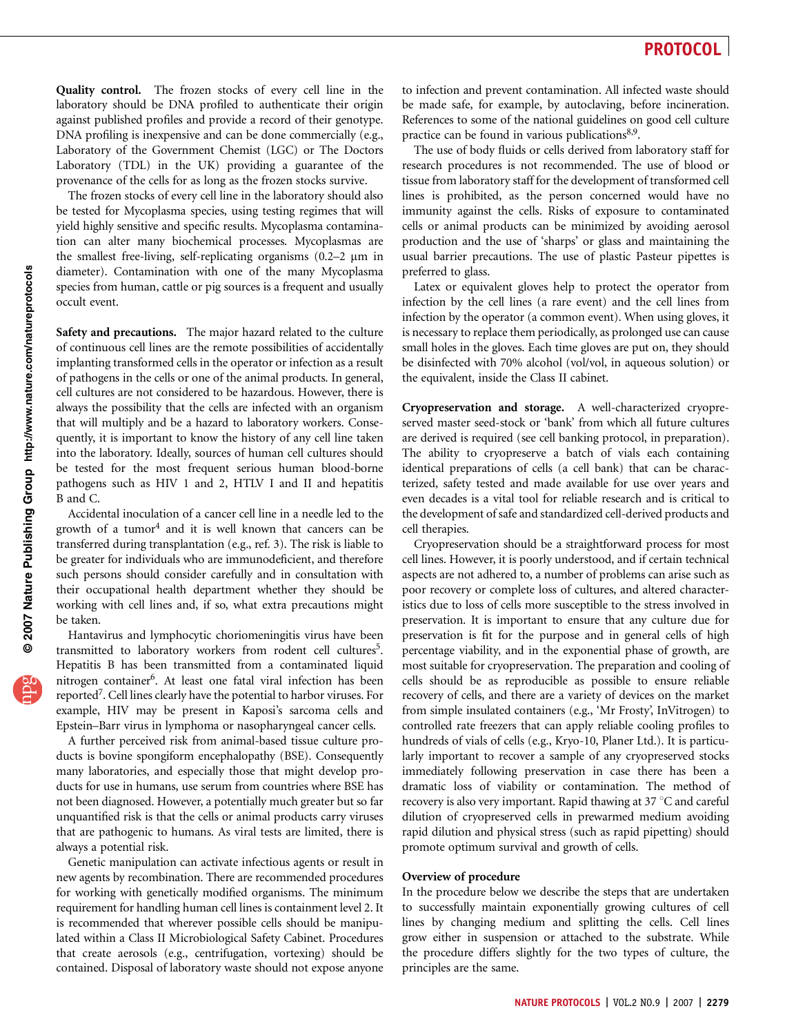**Quality control.** The frozen stocks of every cell line in the laboratory should be DNA profiled to authenticate their origin against published profiles and provide a record of their genotype. DNA profiling is inexpensive and can be done commercially (e.g., Laboratory of the Government Chemist (LGC) or The Doctors Laboratory (TDL) in the UK) providing a guarantee of the provenance of the cells for as long as the frozen stocks survive.

The frozen stocks of every cell line in the laboratory should also be tested for Mycoplasma species, using testing regimes that will yield highly sensitive and specific results. Mycoplasma contamination can alter many biochemical processes. Mycoplasmas are the smallest free-living, self-replicating organisms (0.2–2 μm in diameter). Contamination with one of the many Mycoplasma species from human, cattle or pig sources is a frequent and usually occult event.

**Safety and precautions.** The major hazard related to the culture of continuous cell lines are the remote possibilities of accidentally implanting transformed cells in the operator or infection as a result of pathogens in the cells or one of the animal products. In general, cell cultures are not considered to be hazardous. However, there is always the possibility that the cells are infected with an organism that will multiply and be a hazard to laboratory workers. Consequently, it is important to know the history of any cell line taken into the laboratory. Ideally, sources of human cell cultures should be tested for the most frequent serious human blood-borne pathogens such as HIV 1 and 2, HTLV I and II and hepatitis B and C.

Accidental inoculation of a cancer cell line in a needle led to the growth of a tumor[4] and it is well known that cancers can be transferred during transplantation (e.g., ref. 3). The risk is liable to be greater for individuals who are immunodeficient, and therefore such persons should consider carefully and in consultation with their occupational health department whether they should be working with cell lines and, if so, what extra precautions might be taken.

Hantavirus and lymphocytic choriomeningitis virus have been transmitted to laboratory workers from rodent cell cultures[5]. Hepatitis B has been transmitted from a contaminated liquid nitrogen container[6]. At least one fatal viral infection has been reported[7]. Cell lines clearly have the potential to harbor viruses. For example, HIV may be present in Kaposi's sarcoma cells and Epstein–Barr virus in lymphoma or nasopharyngeal cancer cells.

A further perceived risk from animal-based tissue culture products is bovine spongiform encephalopathy (BSE). Consequently many laboratories, and especially those that might develop products for use in humans, use serum from countries where BSE has not been diagnosed. However, a potentially much greater but so far unquantified risk is that the cells or animal products carry viruses that are pathogenic to humans. As viral tests are limited, there is always a potential risk.

Genetic manipulation can activate infectious agents or result in new agents by recombination. There are recommended procedures for working with genetically modified organisms. The minimum requirement for handling human cell lines is containment level 2. It is recommended that wherever possible cells should be manipulated within a Class II Microbiological Safety Cabinet. Procedures that create aerosols (e.g., centrifugation, vortexing) should be contained. Disposal of laboratory waste should not expose anyone to infection and prevent contamination. All infected waste should be made safe, for example, by autoclaving, before incineration. References to some of the national guidelines on good cell culture practice can be found in various publications[8,9].

The use of body fluids or cells derived from laboratory staff for research procedures is not recommended. The use of blood or tissue from laboratory staff for the development of transformed cell lines is prohibited, as the person concerned would have no immunity against the cells. Risks of exposure to contaminated cells or animal products can be minimized by avoiding aerosol production and the use of 'sharps' or glass and maintaining the usual barrier precautions. The use of plastic Pasteur pipettes is preferred to glass.

Latex or equivalent gloves help to protect the operator from infection by the cell lines (a rare event) and the cell lines from infection by the operator (a common event). When using gloves, it is necessary to replace them periodically, as prolonged use can cause small holes in the gloves. Each time gloves are put on, they should be disinfected with 70% alcohol (vol/vol, in aqueous solution) or the equivalent, inside the Class II cabinet.

**Cryopreservation and storage.** A well-characterized cryopreserved master seed-stock or 'bank' from which all future cultures are derived is required (see cell banking protocol, in preparation). The ability to cryopreserve a batch of vials each containing identical preparations of cells (a cell bank) that can be characterized, safety tested and made available for use over years and even decades is a vital tool for reliable research and is critical to the development of safe and standardized cell-derived products and cell therapies.

Cryopreservation should be a straightforward process for most cell lines. However, it is poorly understood, and if certain technical aspects are not adhered to, a number of problems can arise such as poor recovery or complete loss of cultures, and altered characteristics due to loss of cells more susceptible to the stress involved in preservation. It is important to ensure that any culture due for preservation is fit for the purpose and in general cells of high percentage viability, and in the exponential phase of growth, are most suitable for cryopreservation. The preparation and cooling of cells should be as reproducible as possible to ensure reliable recovery of cells, and there are a variety of devices on the market from simple insulated containers (e.g., 'Mr Frosty', InVitrogen) to controlled rate freezers that can apply reliable cooling profiles to hundreds of vials of cells (e.g., Kryo-10, Planer Ltd.). It is particularly important to recover a sample of any cryopreserved stocks immediately following preservation in case there has been a dramatic loss of viability or contamination. The method of recovery is also very important. Rapid thawing at 37 °C and careful dilution of cryopreserved cells in prewarmed medium avoiding rapid dilution and physical stress (such as rapid pipetting) should promote optimum survival and growth of cells.

### Overview of procedure

In the procedure below we describe the steps that are undertaken to successfully maintain exponentially growing cultures of cell lines by changing medium and splitting the cells. Cell lines grow either in suspension or attached to the substrate. While the procedure differs slightly for the two types of culture, the principles are the same.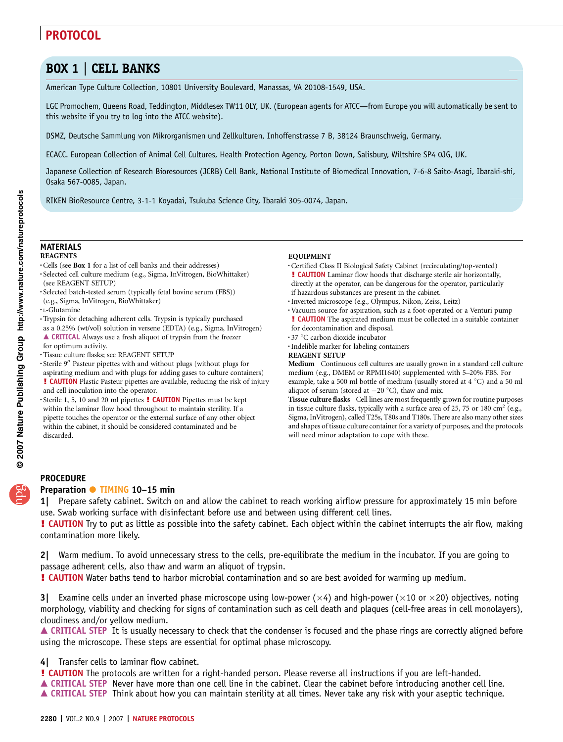## BOX 1 | CELL BANKS

American Type Culture Collection, 10801 University Boulevard, Manassas, VA 20108-1549, USA.

LGC Promochem, Queens Road, Teddington, Middlesex TW11 0LY, UK. (European agents for ATCC—from Europe you will automatically be sent to this website if you try to log into the ATCC website).

DSMZ, Deutsche Sammlung von Mikrorganismen und Zellkulturen, Inhoffenstrasse 7 B, 38124 Braunschweig, Germany.

ECACC. European Collection of Animal Cell Cultures, Health Protection Agency, Porton Down, Salisbury, Wiltshire SP4 0JG, UK.

Japanese Collection of Research Bioresources (JCRB) Cell Bank, National Institute of Biomedical Innovation, 7-6-8 Saito-Asagi, Ibaraki-shi, Osaka 567-0085, Japan.

RIKEN BioResource Centre, 3-1-1 Koyadai, Tsukuba Science City, Ibaraki 305-0074, Japan.

## MATERIALS

### REAGENTS

- Cells (see **Box 1** for a list of cell banks and their addresses)
- Selected cell culture medium (e.g., Sigma, InVitrogen, BioWhittaker) (see REAGENT SETUP)
- Selected batch-tested serum (typically fetal bovine serum (FBS)) (e.g., Sigma, InVitrogen, BioWhittaker)
- L-Glutamine
- Trypsin for detaching adherent cells. Trypsin is typically purchased as a 0.25% (wt/vol) solution in versene (EDTA) (e.g., Sigma, InVitrogen) ▲ **CRITICAL** Always use a fresh aliquot of trypsin from the freezer for optimum activity.
- Tissue culture flasks; see REAGENT SETUP
- Sterile 9″ Pasteur pipettes with and without plugs (without plugs for aspirating medium and with plugs for adding gases to culture containers) **! CAUTION** Plastic Pasteur pipettes are available, reducing the risk of injury and cell inoculation into the operator.
- Sterile 1, 5, 10 and 20 ml pipettes **! CAUTION** Pipettes must be kept within the laminar flow hood throughout to maintain sterility. If a pipette touches the operator or the external surface of any other object within the cabinet, it should be considered contaminated and be discarded.

### EQUIPMENT

- Certified Class II Biological Safety Cabinet (recirculating/top-vented) **! CAUTION** Laminar flow hoods that discharge sterile air horizontally, directly at the operator, can be dangerous for the operator, particularly if hazardous substances are present in the cabinet.
- Inverted microscope (e.g., Olympus, Nikon, Zeiss, Leitz)
- Vacuum source for aspiration, such as a foot-operated or a Venturi pump **! CAUTION** The aspirated medium must be collected in a suitable container for decontamination and disposal.
- 37 °C carbon dioxide incubator
- Indelible marker for labeling containers

### REAGENT SETUP

**Medium** Continuous cell cultures are usually grown in a standard cell culture medium (e.g., DMEM or RPMI1640) supplemented with 5–20% FBS. For example, take a 500 ml bottle of medium (usually stored at 4 °C) and a 50 ml aliquot of serum (stored at −20 °C), thaw and mix.

**Tissue culture flasks** Cell lines are most frequently grown for routine purposes in tissue culture flasks, typically with a surface area of 25, 75 or 180 cm$^2$ (e.g., Sigma, InVitrogen), called T25s, T80s and T180s. There are also many other sizes and shapes of tissue culture container for a variety of purposes, and the protocols will need minor adaptation to cope with these.

## PROCEDURE

### Preparation ● TIMING 10–15 min

**1|** Prepare safety cabinet. Switch on and allow the cabinet to reach working airflow pressure for approximately 15 min before use. Swab working surface with disinfectant before use and between using different cell lines.

**! CAUTION** Try to put as little as possible into the safety cabinet. Each object within the cabinet interrupts the air flow, making contamination more likely.

**2|** Warm medium. To avoid unnecessary stress to the cells, pre-equilibrate the medium in the incubator. If you are going to passage adherent cells, also thaw and warm an aliquot of trypsin.

**! CAUTION** Water baths tend to harbor microbial contamination and so are best avoided for warming up medium.

**3|** Examine cells under an inverted phase microscope using low-power (×4) and high-power (×10 or ×20) objectives, noting morphology, viability and checking for signs of contamination such as cell death and plaques (cell-free areas in cell monolayers), cloudiness and/or yellow medium.

▲ **CRITICAL STEP** It is usually necessary to check that the condenser is focused and the phase rings are correctly aligned before using the microscope. These steps are essential for optimal phase microscopy.

**4|** Transfer cells to laminar flow cabinet.

**! CAUTION** The protocols are written for a right-handed person. Please reverse all instructions if you are left-handed.

▲ **CRITICAL STEP** Never have more than one cell line in the cabinet. Clear the cabinet before introducing another cell line.

▲ **CRITICAL STEP** Think about how you can maintain sterility at all times. Never take any risk with your aseptic technique.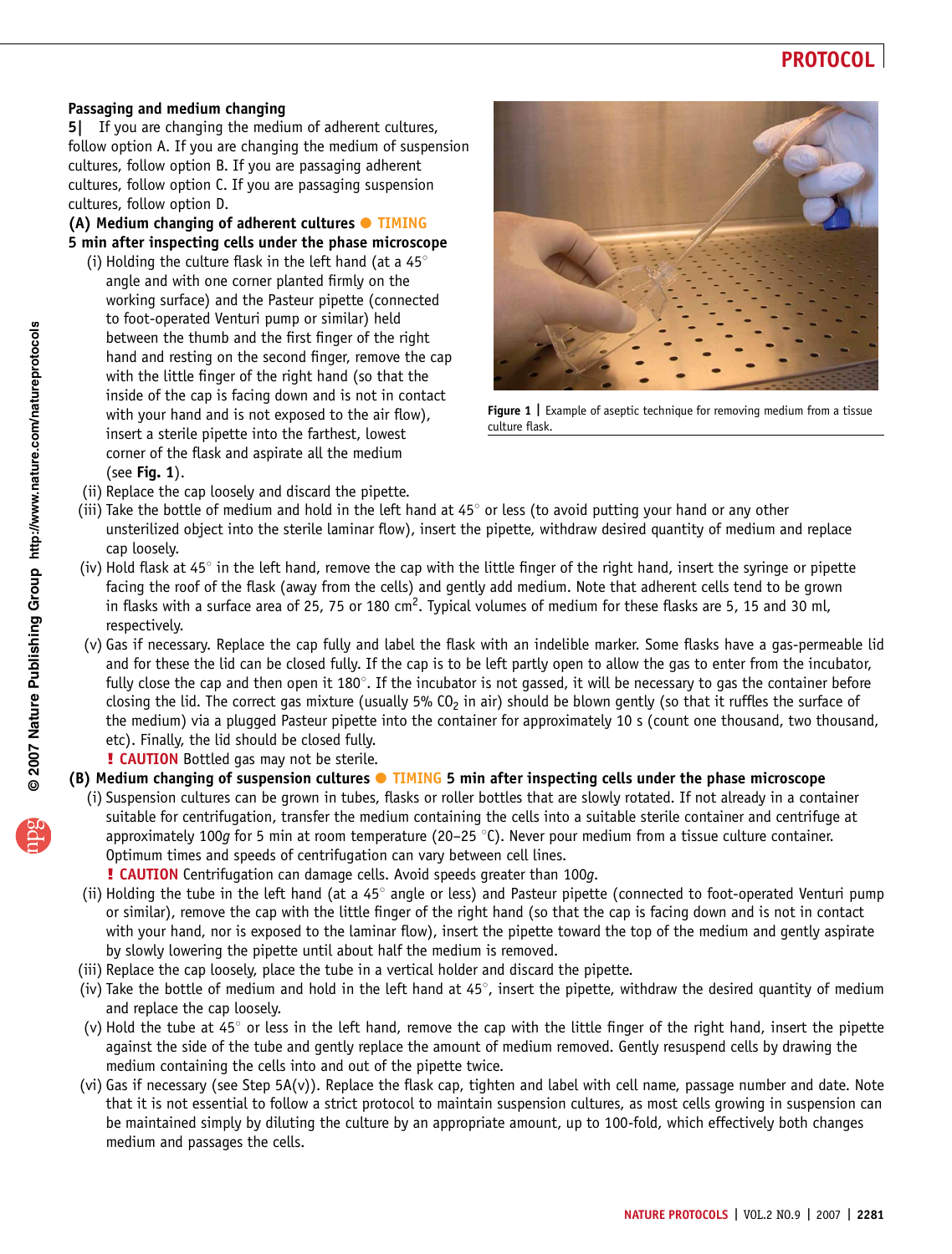### Passaging and medium changing

**5|** If you are changing the medium of adherent cultures, follow option A. If you are changing the medium of suspension cultures, follow option B. If you are passaging adherent cultures, follow option C. If you are passaging suspension cultures, follow option D.

**(A) Medium changing of adherent cultures** ● TIMING **5 min after inspecting cells under the phase microscope**

(i) Holding the culture flask in the left hand (at a 45° angle and with one corner planted firmly on the working surface) and the Pasteur pipette (connected to foot-operated Venturi pump or similar) held between the thumb and the first finger of the right hand and resting on the second finger, remove the cap with the little finger of the right hand (so that the inside of the cap is facing down and is not in contact with your hand and is not exposed to the air flow), insert a sterile pipette into the farthest, lowest corner of the flask and aspirate all the medium (see **Fig. 1**).

**Figure 1 |** Example of aseptic technique for removing medium from a tissue culture flask.

(ii) Replace the cap loosely and discard the pipette.

(iii) Take the bottle of medium and hold in the left hand at 45° or less (to avoid putting your hand or any other unsterilized object into the sterile laminar flow), insert the pipette, withdraw desired quantity of medium and replace cap loosely.

(iv) Hold flask at 45° in the left hand, remove the cap with the little finger of the right hand, insert the syringe or pipette facing the roof of the flask (away from the cells) and gently add medium. Note that adherent cells tend to be grown in flasks with a surface area of 25, 75 or 180 $cm^2$. Typical volumes of medium for these flasks are 5, 15 and 30 ml, respectively.

(v) Gas if necessary. Replace the cap fully and label the flask with an indelible marker. Some flasks have a gas-permeable lid and for these the lid can be closed fully. If the cap is to be left partly open to allow the gas to enter from the incubator, fully close the cap and then open it 180°. If the incubator is not gassed, it will be necessary to gas the container before closing the lid. The correct gas mixture (usually 5% $CO_2$ in air) should be blown gently (so that it ruffles the surface of the medium) via a plugged Pasteur pipette into the container for approximately 10 s (count one thousand, two thousand, etc). Finally, the lid should be closed fully.

**! CAUTION** Bottled gas may not be sterile.

**(B) Medium changing of suspension cultures** ● TIMING **5 min after inspecting cells under the phase microscope**

(i) Suspension cultures can be grown in tubes, flasks or roller bottles that are slowly rotated. If not already in a container suitable for centrifugation, transfer the medium containing the cells into a suitable sterile container and centrifuge at approximately 100*g* for 5 min at room temperature (20–25 °C). Never pour medium from a tissue culture container. Optimum times and speeds of centrifugation can vary between cell lines.

**! CAUTION** Centrifugation can damage cells. Avoid speeds greater than 100*g*.

(ii) Holding the tube in the left hand (at a 45° angle or less) and Pasteur pipette (connected to foot-operated Venturi pump or similar), remove the cap with the little finger of the right hand (so that the cap is facing down and is not in contact with your hand, nor is exposed to the laminar flow), insert the pipette toward the top of the medium and gently aspirate by slowly lowering the pipette until about half the medium is removed.

(iii) Replace the cap loosely, place the tube in a vertical holder and discard the pipette.

(iv) Take the bottle of medium and hold in the left hand at 45°, insert the pipette, withdraw the desired quantity of medium and replace the cap loosely.

(v) Hold the tube at 45° or less in the left hand, remove the cap with the little finger of the right hand, insert the pipette against the side of the tube and gently replace the amount of medium removed. Gently resuspend cells by drawing the medium containing the cells into and out of the pipette twice.

(vi) Gas if necessary (see Step 5A(v)). Replace the flask cap, tighten and label with cell name, passage number and date. Note that it is not essential to follow a strict protocol to maintain suspension cultures, as most cells growing in suspension can be maintained simply by diluting the culture by an appropriate amount, up to 100-fold, which effectively both changes medium and passages the cells.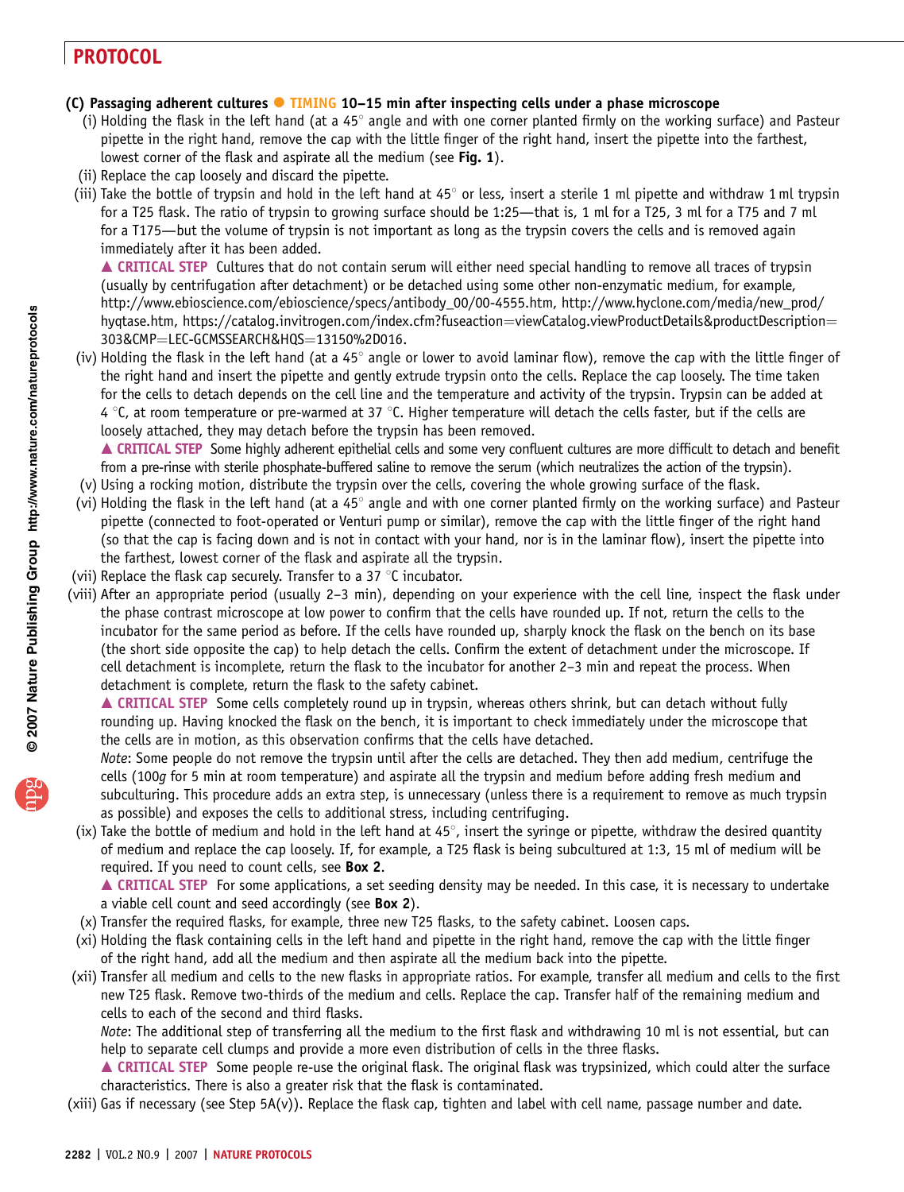### (C) Passaging adherent cultures ● TIMING 10–15 min after inspecting cells under a phase microscope

(i) Holding the flask in the left hand (at a 45° angle and with one corner planted firmly on the working surface) and Pasteur pipette in the right hand, remove the cap with the little finger of the right hand, insert the pipette into the farthest, lowest corner of the flask and aspirate all the medium (see **Fig. 1**).

(ii) Replace the cap loosely and discard the pipette.

(iii) Take the bottle of trypsin and hold in the left hand at 45° or less, insert a sterile 1 ml pipette and withdraw 1 ml trypsin for a T25 flask. The ratio of trypsin to growing surface should be 1:25—that is, 1 ml for a T25, 3 ml for a T75 and 7 ml for a T175—but the volume of trypsin is not important as long as the trypsin covers the cells and is removed again immediately after it has been added.

▲ CRITICAL STEP Cultures that do not contain serum will either need special handling to remove all traces of trypsin (usually by centrifugation after detachment) or be detached using some other non-enzymatic medium, for example, http://www.ebioscience.com/ebioscience/specs/antibody_00/00-4555.htm, http://www.hyclone.com/media/new_prod/hyqtase.htm, https://catalog.invitrogen.com/index.cfm?fuseaction=viewCatalog.viewProductDetails&productDescription=303&CMP=LEC-GCMSSEARCH&HQS=13150%2D016.

(iv) Holding the flask in the left hand (at a 45° angle or lower to avoid laminar flow), remove the cap with the little finger of the right hand and insert the pipette and gently extrude trypsin onto the cells. Replace the cap loosely. The time taken for the cells to detach depends on the cell line and the temperature and activity of the trypsin. Trypsin can be added at 4 °C, at room temperature or pre-warmed at 37 °C. Higher temperature will detach the cells faster, but if the cells are loosely attached, they may detach before the trypsin has been removed.

▲ CRITICAL STEP Some highly adherent epithelial cells and some very confluent cultures are more difficult to detach and benefit from a pre-rinse with sterile phosphate-buffered saline to remove the serum (which neutralizes the action of the trypsin).

(v) Using a rocking motion, distribute the trypsin over the cells, covering the whole growing surface of the flask.

(vi) Holding the flask in the left hand (at a 45° angle and with one corner planted firmly on the working surface) and Pasteur pipette (connected to foot-operated or Venturi pump or similar), remove the cap with the little finger of the right hand (so that the cap is facing down and is not in contact with your hand, nor is in the laminar flow), insert the pipette into the farthest, lowest corner of the flask and aspirate all the trypsin.

(vii) Replace the flask cap securely. Transfer to a 37 °C incubator.

(viii) After an appropriate period (usually 2–3 min), depending on your experience with the cell line, inspect the flask under the phase contrast microscope at low power to confirm that the cells have rounded up. If not, return the cells to the incubator for the same period as before. If the cells have rounded up, sharply knock the flask on the bench on its base (the short side opposite the cap) to help detach the cells. Confirm the extent of detachment under the microscope. If cell detachment is incomplete, return the flask to the incubator for another 2–3 min and repeat the process. When detachment is complete, return the flask to the safety cabinet.

▲ CRITICAL STEP Some cells completely round up in trypsin, whereas others shrink, but can detach without fully rounding up. Having knocked the flask on the bench, it is important to check immediately under the microscope that the cells are in motion, as this observation confirms that the cells have detached.

*Note*: Some people do not remove the trypsin until after the cells are detached. They then add medium, centrifuge the cells (100*g* for 5 min at room temperature) and aspirate all the trypsin and medium before adding fresh medium and subculturing. This procedure adds an extra step, is unnecessary (unless there is a requirement to remove as much trypsin as possible) and exposes the cells to additional stress, including centrifuging.

(ix) Take the bottle of medium and hold in the left hand at 45°, insert the syringe or pipette, withdraw the desired quantity of medium and replace the cap loosely. If, for example, a T25 flask is being subcultured at 1:3, 15 ml of medium will be required. If you need to count cells, see **Box 2**.

▲ CRITICAL STEP For some applications, a set seeding density may be needed. In this case, it is necessary to undertake a viable cell count and seed accordingly (see **Box 2**).

(x) Transfer the required flasks, for example, three new T25 flasks, to the safety cabinet. Loosen caps.

(xi) Holding the flask containing cells in the left hand and pipette in the right hand, remove the cap with the little finger of the right hand, add all the medium and then aspirate all the medium back into the pipette.

(xii) Transfer all medium and cells to the new flasks in appropriate ratios. For example, transfer all medium and cells to the first new T25 flask. Remove two-thirds of the medium and cells. Replace the cap. Transfer half of the remaining medium and cells to each of the second and third flasks.

*Note*: The additional step of transferring all the medium to the first flask and withdrawing 10 ml is not essential, but can help to separate cell clumps and provide a more even distribution of cells in the three flasks.

▲ CRITICAL STEP Some people re-use the original flask. The original flask was trypsinized, which could alter the surface characteristics. There is also a greater risk that the flask is contaminated.

(xiii) Gas if necessary (see Step 5A(v)). Replace the flask cap, tighten and label with cell name, passage number and date.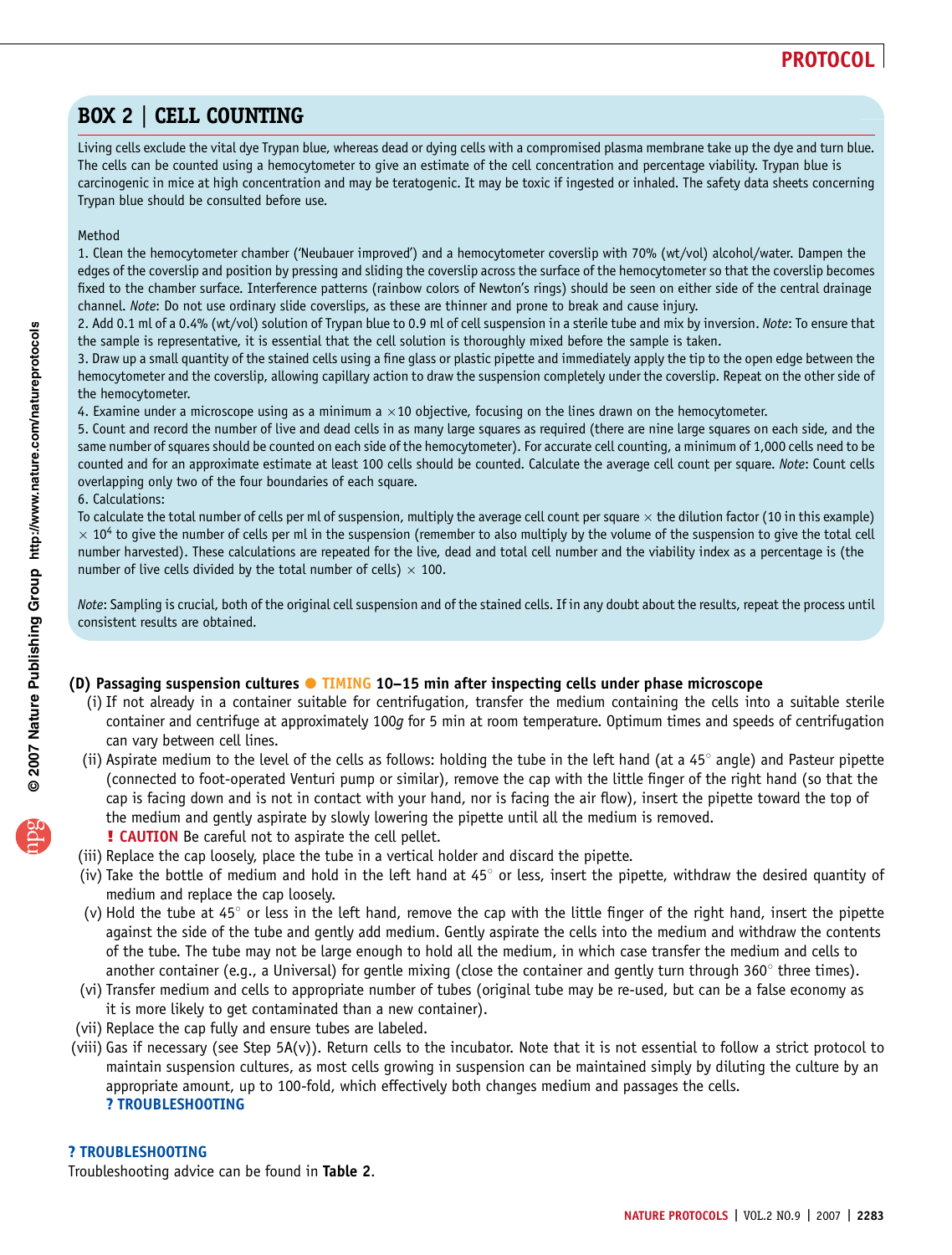## BOX 2 | CELL COUNTING

Living cells exclude the vital dye Trypan blue, whereas dead or dying cells with a compromised plasma membrane take up the dye and turn blue. The cells can be counted using a hemocytometer to give an estimate of the cell concentration and percentage viability. Trypan blue is carcinogenic in mice at high concentration and may be teratogenic. It may be toxic if ingested or inhaled. The safety data sheets concerning Trypan blue should be consulted before use.

Method

1. Clean the hemocytometer chamber ('Neubauer improved') and a hemocytometer coverslip with 70% (wt/vol) alcohol/water. Dampen the edges of the coverslip and position by pressing and sliding the coverslip across the surface of the hemocytometer so that the coverslip becomes fixed to the chamber surface. Interference patterns (rainbow colors of Newton's rings) should be seen on either side of the central drainage channel. *Note*: Do not use ordinary slide coverslips, as these are thinner and prone to break and cause injury.
2. Add 0.1 ml of a 0.4% (wt/vol) solution of Trypan blue to 0.9 ml of cell suspension in a sterile tube and mix by inversion. *Note*: To ensure that the sample is representative, it is essential that the cell solution is thoroughly mixed before the sample is taken.
3. Draw up a small quantity of the stained cells using a fine glass or plastic pipette and immediately apply the tip to the open edge between the hemocytometer and the coverslip, allowing capillary action to draw the suspension completely under the coverslip. Repeat on the other side of the hemocytometer.
4. Examine under a microscope using as a minimum a $\times 10$ objective, focusing on the lines drawn on the hemocytometer.
5. Count and record the number of live and dead cells in as many large squares as required (there are nine large squares on each side, and the same number of squares should be counted on each side of the hemocytometer). For accurate cell counting, a minimum of 1,000 cells need to be counted and for an approximate estimate at least 100 cells should be counted. Calculate the average cell count per square. *Note*: Count cells overlapping only two of the four boundaries of each square.
6. Calculations:

To calculate the total number of cells per ml of suspension, multiply the average cell count per square $\times$ the dilution factor (10 in this example) $\times\ 10^4$ to give the number of cells per ml in the suspension (remember to also multiply by the volume of the suspension to give the total cell number harvested). These calculations are repeated for the live, dead and total cell number and the viability index as a percentage is (the number of live cells divided by the total number of cells) $\times$ 100.

*Note*: Sampling is crucial, both of the original cell suspension and of the stained cells. If in any doubt about the results, repeat the process until consistent results are obtained.

**(D) Passaging suspension cultures ● TIMING 10–15 min after inspecting cells under phase microscope**

(i) If not already in a container suitable for centrifugation, transfer the medium containing the cells into a suitable sterile container and centrifuge at approximately 100*g* for 5 min at room temperature. Optimum times and speeds of centrifugation can vary between cell lines.

(ii) Aspirate medium to the level of the cells as follows: holding the tube in the left hand (at a 45° angle) and Pasteur pipette (connected to foot-operated Venturi pump or similar), remove the cap with the little finger of the right hand (so that the cap is facing down and is not in contact with your hand, nor is facing the air flow), insert the pipette toward the top of the medium and gently aspirate by slowly lowering the pipette until all the medium is removed.
**! CAUTION** Be careful not to aspirate the cell pellet.

(iii) Replace the cap loosely, place the tube in a vertical holder and discard the pipette.

(iv) Take the bottle of medium and hold in the left hand at 45° or less, insert the pipette, withdraw the desired quantity of medium and replace the cap loosely.

(v) Hold the tube at 45° or less in the left hand, remove the cap with the little finger of the right hand, insert the pipette against the side of the tube and gently add medium. Gently aspirate the cells into the medium and withdraw the contents of the tube. The tube may not be large enough to hold all the medium, in which case transfer the medium and cells to another container (e.g., a Universal) for gentle mixing (close the container and gently turn through 360° three times).

(vi) Transfer medium and cells to appropriate number of tubes (original tube may be re-used, but can be a false economy as it is more likely to get contaminated than a new container).

(vii) Replace the cap fully and ensure tubes are labeled.

(viii) Gas if necessary (see Step 5A(v)). Return cells to the incubator. Note that it is not essential to follow a strict protocol to maintain suspension cultures, as most cells growing in suspension can be maintained simply by diluting the culture by an appropriate amount, up to 100-fold, which effectively both changes medium and passages the cells.
**? TROUBLESHOOTING**

**? TROUBLESHOOTING**

Troubleshooting advice can be found in **Table 2**.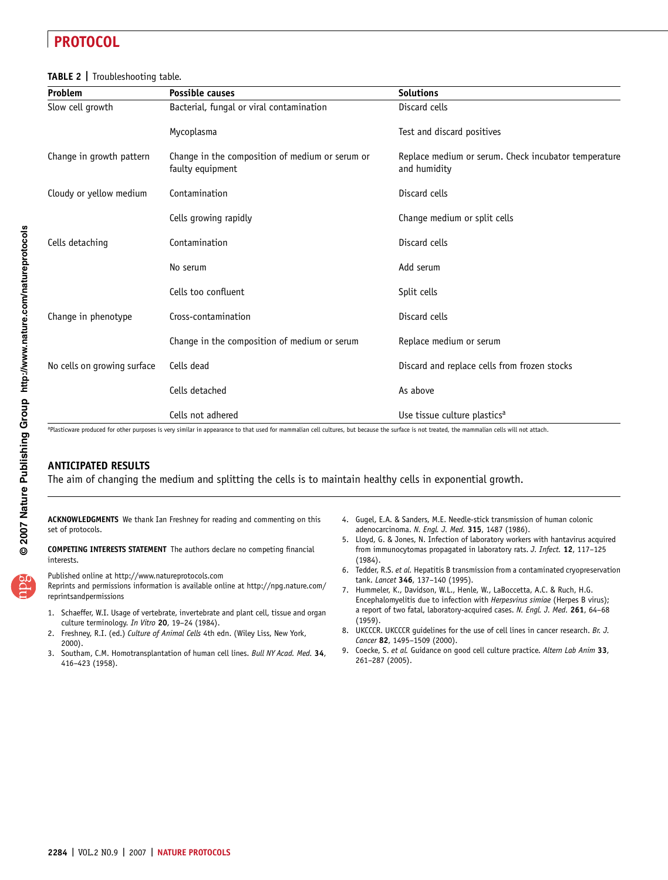**TABLE 2 |** Troubleshooting table.

| Problem | Possible causes | Solutions |
|---|---|---|
| Slow cell growth | Bacterial, fungal or viral contamination | Discard cells |
| | Mycoplasma | Test and discard positives |
| Change in growth pattern | Change in the composition of medium or serum or faulty equipment | Replace medium or serum. Check incubator temperature and humidity |
| Cloudy or yellow medium | Contamination | Discard cells |
| | Cells growing rapidly | Change medium or split cells |
| Cells detaching | Contamination | Discard cells |
| | No serum | Add serum |
| | Cells too confluent | Split cells |
| Change in phenotype | Cross-contamination | Discard cells |
| | Change in the composition of medium or serum | Replace medium or serum |
| No cells on growing surface | Cells dead | Discard and replace cells from frozen stocks |
| | Cells detached | As above |
| | Cells not adhered | Use tissue culture plastics[a] |

[a]Plasticware produced for other purposes is very similar in appearance to that used for mammalian cell cultures, but because the surface is not treated, the mammalian cells will not attach.

## ANTICIPATED RESULTS

The aim of changing the medium and splitting the cells is to maintain healthy cells in exponential growth.

**ACKNOWLEDGMENTS** We thank Ian Freshney for reading and commenting on this set of protocols.

**COMPETING INTERESTS STATEMENT** The authors declare no competing financial interests.

Published online at http://www.natureprotocols.com
Reprints and permissions information is available online at http://npg.nature.com/reprintsandpermissions

1. Schaeffer, W.I. Usage of vertebrate, invertebrate and plant cell, tissue and organ culture terminology. *In Vitro* **20**, 19–24 (1984).
2. Freshney, R.I. (ed.) *Culture of Animal Cells* 4th edn. (Wiley Liss, New York, 2000).
3. Southam, C.M. Homotransplantation of human cell lines. *Bull NY Acad. Med.* **34**, 416–423 (1958).
4. Gugel, E.A. & Sanders, M.E. Needle-stick transmission of human colonic adenocarcinoma. *N. Engl. J. Med.* **315**, 1487 (1986).
5. Lloyd, G. & Jones, N. Infection of laboratory workers with hantavirus acquired from immunocytomas propagated in laboratory rats. *J. Infect.* **12**, 117–125 (1984).
6. Tedder, R.S. *et al.* Hepatitis B transmission from a contaminated cryopreservation tank. *Lancet* **346**, 137–140 (1995).
7. Hummeler, K., Davidson, W.L., Henle, W., LaBoccetta, A.C. & Ruch, H.G. Encephalomyelitis due to infection with *Herpesvirus simiae* (Herpes B virus); a report of two fatal, laboratory-acquired cases. *N. Engl. J. Med.* **261**, 64–68 (1959).
8. UKCCCR. UKCCCR guidelines for the use of cell lines in cancer research. *Br. J. Cancer* **82**, 1495–1509 (2000).
9. Coecke, S. *et al.* Guidance on good cell culture practice. *Altern Lab Anim* **33**, 261–287 (2005).